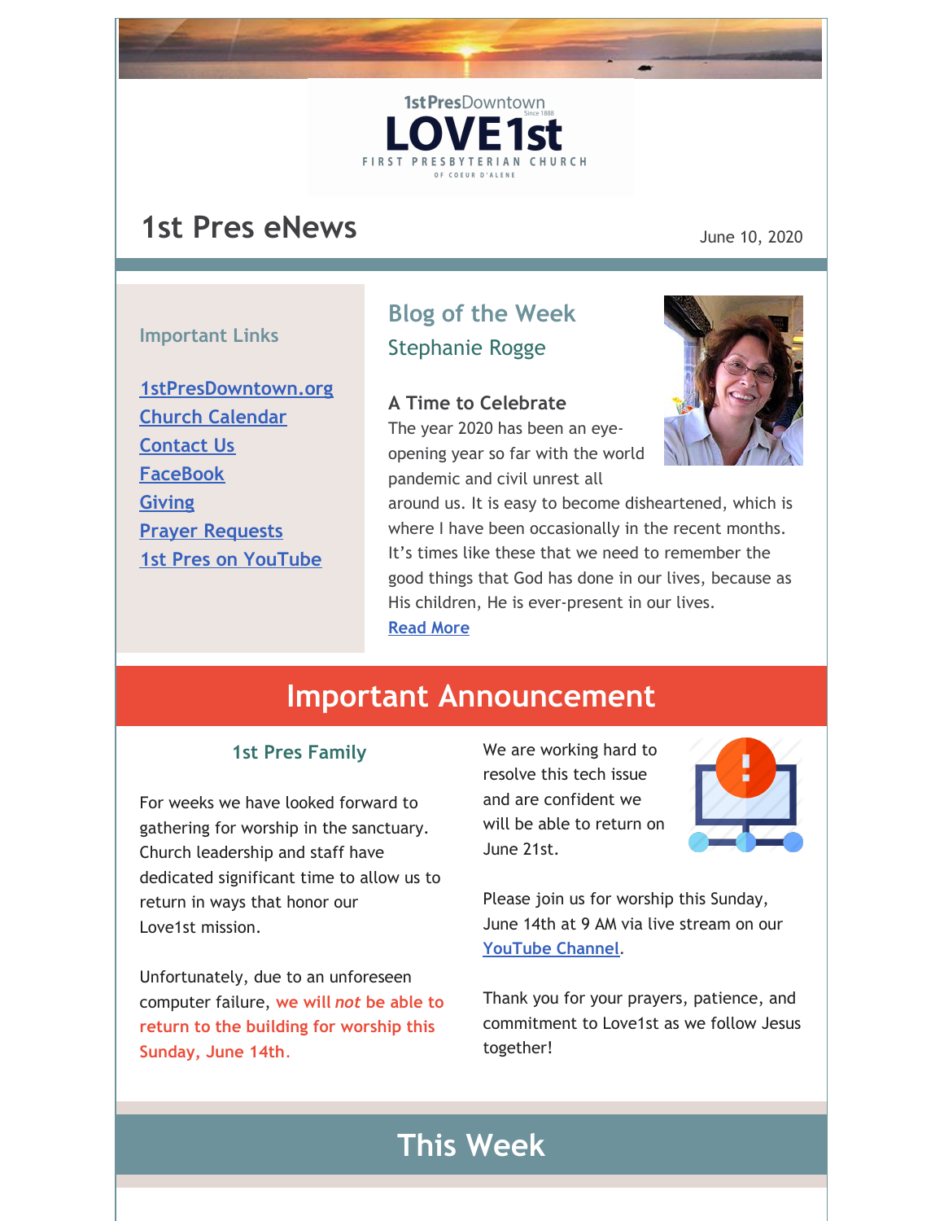1st PresDowntown

Since 1888

# LOVE1st

FIRST PRESBYTERIAN CHURCH

OF COEUR D'ALENE

# 1st Pres eNews

June 10, 2020

### Important Links

[1stPresDowntown.org]
[Church Calendar]
[Contact Us]
[FaceBook]
[Giving]
[Prayer Requests]
[1st Pres on YouTube]

## Blog of the Week

### Stephanie Rogge

**A Time to Celebrate**

The year 2020 has been an eye-opening year so far with the world pandemic and civil unrest all around us. It is easy to become disheartened, which is where I have been occasionally in the recent months. It's times like these that we need to remember the good things that God has done in our lives, because as His children, He is ever-present in our lives.

[Read More]

# Important Announcement

### 1st Pres Family

For weeks we have looked forward to gathering for worship in the sanctuary. Church leadership and staff have dedicated significant time to allow us to return in ways that honor our Love1st mission.

Unfortunately, due to an unforeseen computer failure, **we will *not* be able to return to the building for worship this Sunday, June 14th.**

We are working hard to resolve this tech issue and are confident we will be able to return on June 21st.

Please join us for worship this Sunday, June 14th at 9 AM via live stream on our [YouTube Channel].

Thank you for your prayers, patience, and commitment to Love1st as we follow Jesus together!

# This Week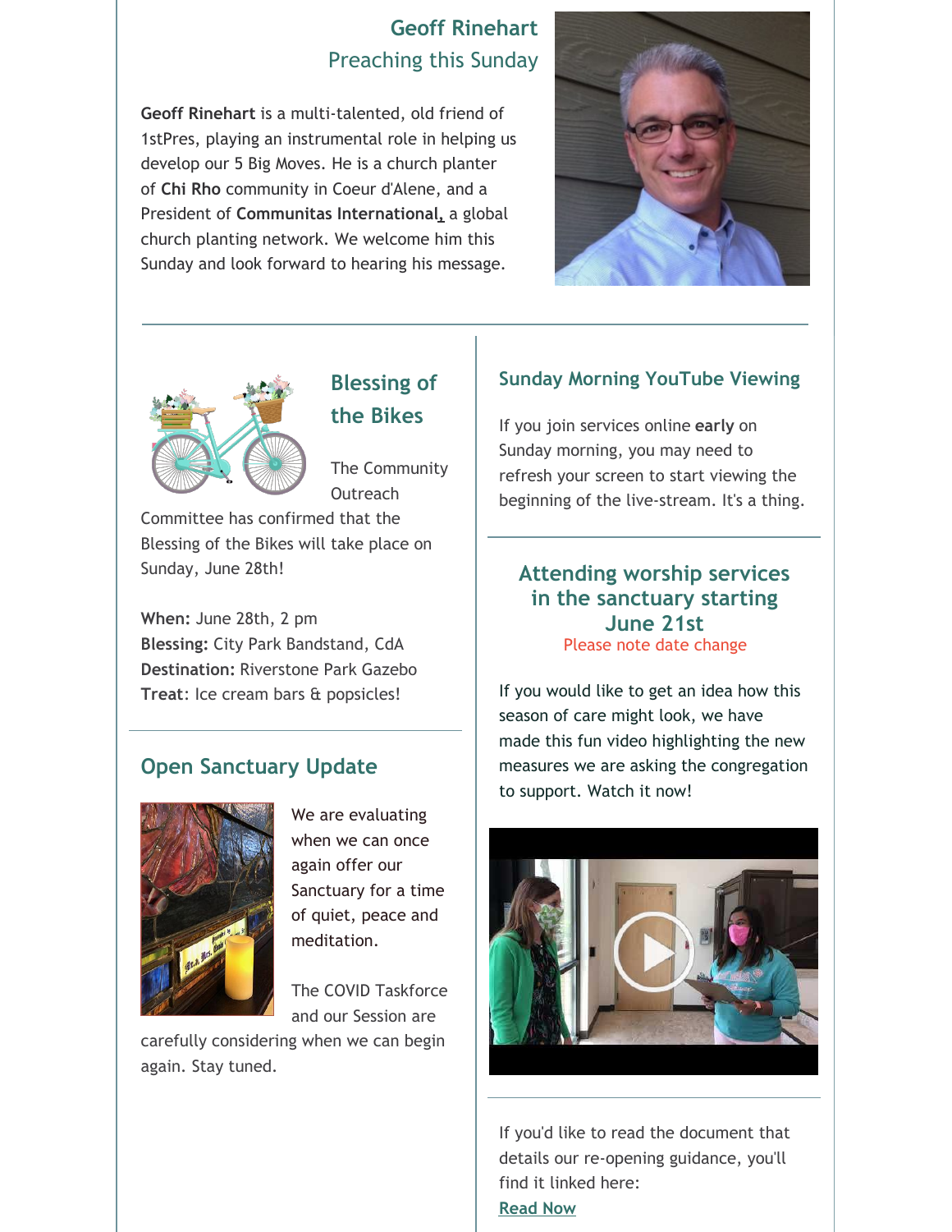## Geoff Rinehart

### Preaching this Sunday

**Geoff Rinehart** is a multi-talented, old friend of 1stPres, playing an instrumental role in helping us develop our 5 Big Moves. He is a church planter of **Chi Rho** community in Coeur d'Alene, and a President of **Communitas International,** a global church planting network. We welcome him this Sunday and look forward to hearing his message.

---

## Blessing of the Bikes

The Community Outreach Committee has confirmed that the Blessing of the Bikes will take place on Sunday, June 28th!

**When:** June 28th, 2 pm
**Blessing:** City Park Bandstand, CdA
**Destination:** Riverstone Park Gazebo
**Treat**: Ice cream bars & popsicles!

---

## Open Sanctuary Update

We are evaluating when we can once again offer our Sanctuary for a time of quiet, peace and meditation.

The COVID Taskforce and our Session are carefully considering when we can begin again. Stay tuned.

---

## Sunday Morning YouTube Viewing

If you join services online **early** on Sunday morning, you may need to refresh your screen to start viewing the beginning of the live-stream. It's a thing.

---

## Attending worship services in the sanctuary starting June 21st

Please note date change

If you would like to get an idea how this season of care might look, we have made this fun video highlighting the new measures we are asking the congregation to support. Watch it now!

---

If you'd like to read the document that details our re-opening guidance, you'll find it linked here:

**Read Now**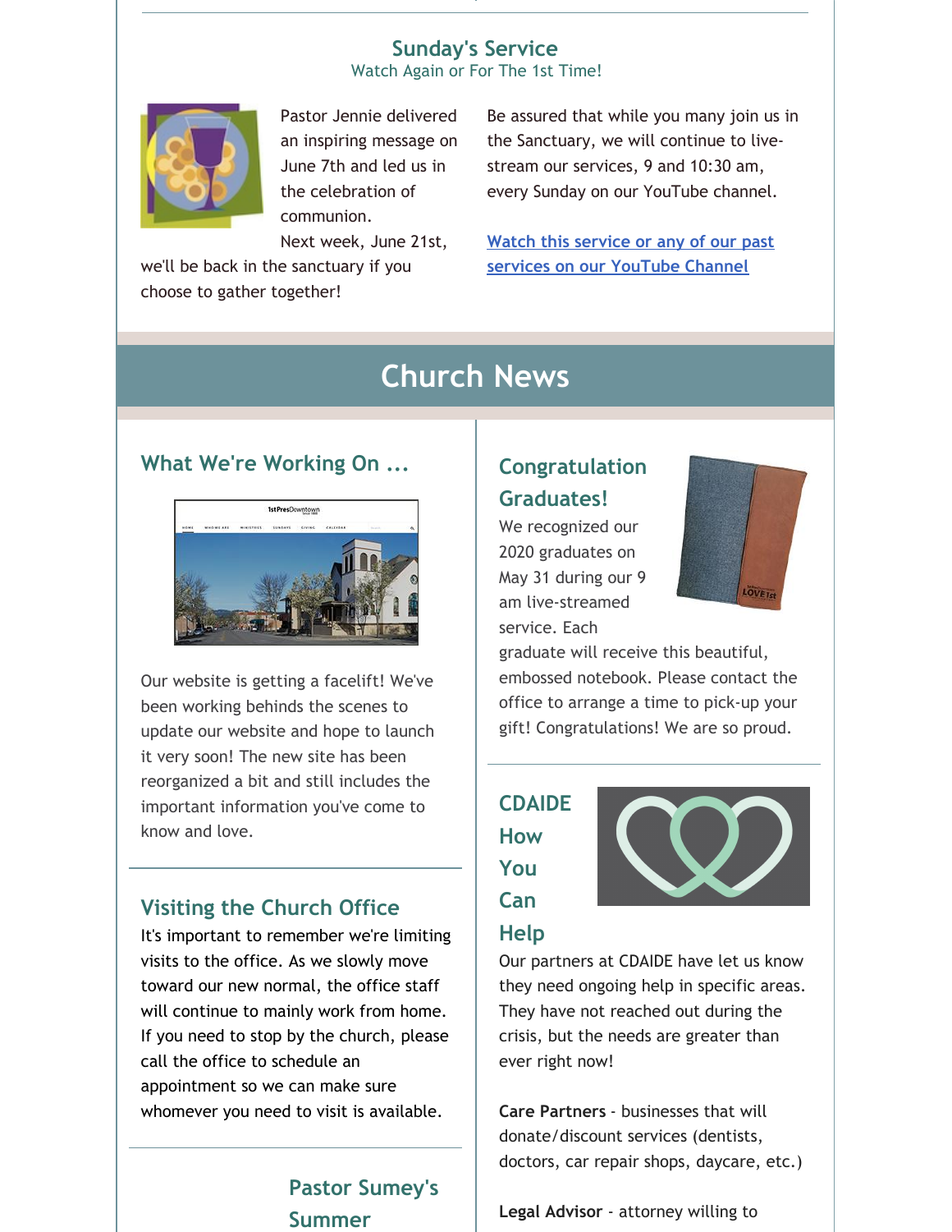## Sunday's Service

Watch Again or For The 1st Time!

Pastor Jennie delivered an inspiring message on June 7th and led us in the celebration of communion.

Next week, June 21st, we'll be back in the sanctuary if you choose to gather together!

Be assured that while you many join us in the Sanctuary, we will continue to live-stream our services, 9 and 10:30 am, every Sunday on our YouTube channel.

[Watch this service or any of our past services on our YouTube Channel]

# Church News

### What We're Working On ...

Our website is getting a facelift! We've been working behinds the scenes to update our website and hope to launch it very soon! The new site has been reorganized a bit and still includes the important information you've come to know and love.

### Visiting the Church Office

It's important to remember we're limiting visits to the office. As we slowly move toward our new normal, the office staff will continue to mainly work from home. If you need to stop by the church, please call the office to schedule an appointment so we can make sure whomever you need to visit is available.

### Pastor Sumey's Summer

### Congratulation Graduates!

We recognized our 2020 graduates on May 31 during our 9 am live-streamed service. Each graduate will receive this beautiful, embossed notebook. Please contact the office to arrange a time to pick-up your gift! Congratulations! We are so proud.

### CDAIDE How You Can Help

Our partners at CDAIDE have let us know they need ongoing help in specific areas. They have not reached out during the crisis, but the needs are greater than ever right now!

**Care Partners** - businesses that will donate/discount services (dentists, doctors, car repair shops, daycare, etc.)

**Legal Advisor** - attorney willing to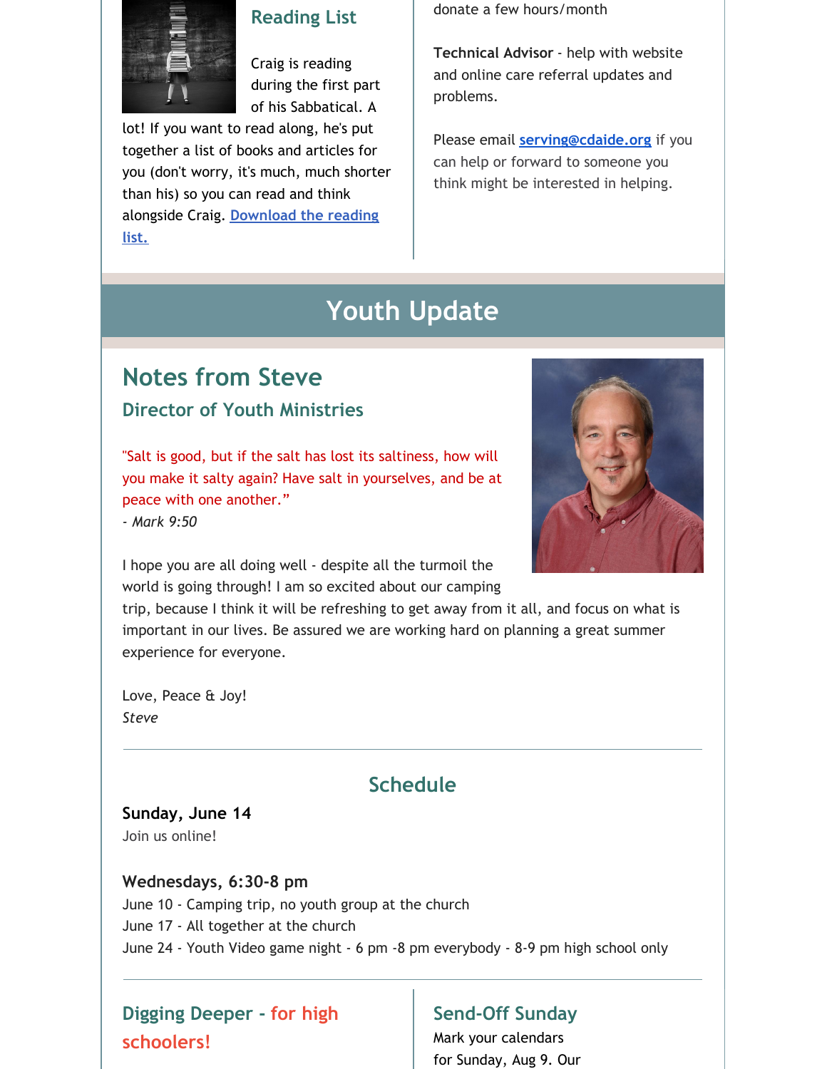## Reading List

Craig is reading during the first part of his Sabbatical. A lot! If you want to read along, he's put together a list of books and articles for you (don't worry, it's much, much shorter than his) so you can read and think alongside Craig. [Download the reading list.]

donate a few hours/month

**Technical Advisor** - help with website and online care referral updates and problems.

Please email **serving@cdaide.org** if you can help or forward to someone you think might be interested in helping.

# Youth Update

## Notes from Steve

### Director of Youth Ministries

"Salt is good, but if the salt has lost its saltiness, how will you make it salty again? Have salt in yourselves, and be at peace with one another."
*- Mark 9:50*

I hope you are all doing well - despite all the turmoil the world is going through! I am so excited about our camping trip, because I think it will be refreshing to get away from it all, and focus on what is important in our lives. Be assured we are working hard on planning a great summer experience for everyone.

Love, Peace & Joy!
*Steve*

---

## Schedule

**Sunday, June 14**
Join us online!

**Wednesdays, 6:30-8 pm**
June 10 - Camping trip, no youth group at the church
June 17 - All together at the church
June 24 - Youth Video game night - 6 pm -8 pm everybody - 8-9 pm high school only

---

## Digging Deeper - for high schoolers!

## Send-Off Sunday

Mark your calendars for Sunday, Aug 9. Our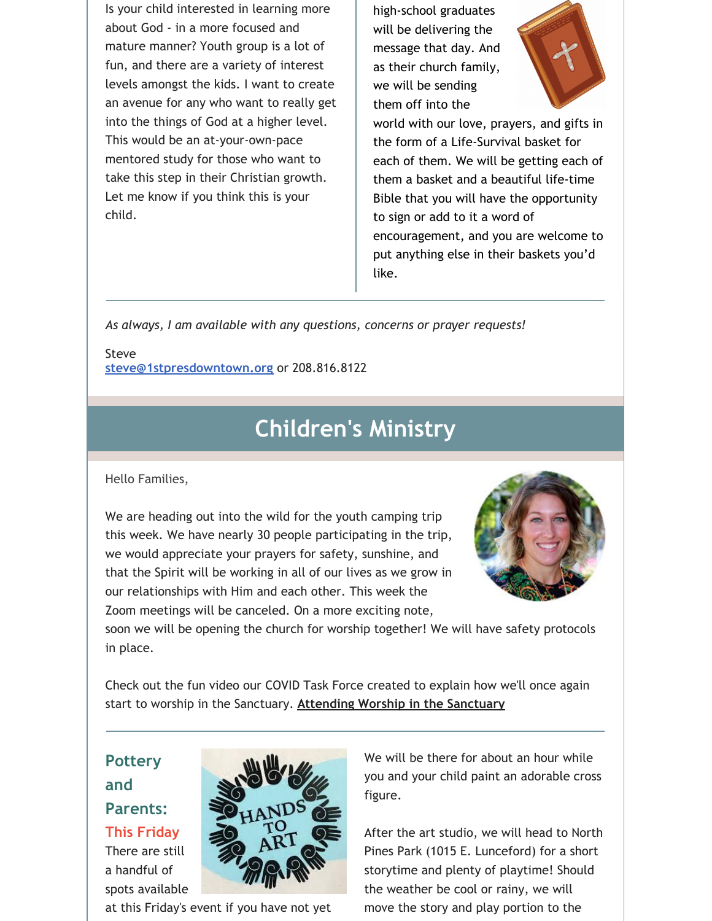Is your child interested in learning more about God - in a more focused and mature manner? Youth group is a lot of fun, and there are a variety of interest levels amongst the kids. I want to create an avenue for any who want to really get into the things of God at a higher level. This would be an at-your-own-pace mentored study for those who want to take this step in their Christian growth. Let me know if you think this is your child.

high-school graduates will be delivering the message that day. And as their church family, we will be sending them off into the world with our love, prayers, and gifts in the form of a Life-Survival basket for each of them. We will be getting each of them a basket and a beautiful life-time Bible that you will have the opportunity to sign or add to it a word of encouragement, and you are welcome to put anything else in their baskets you'd like.

---

*As always, I am available with any questions, concerns or prayer requests!*

Steve
steve@1stpresdowntown.org or 208.816.8122

## Children's Ministry

Hello Families,

We are heading out into the wild for the youth camping trip this week. We have nearly 30 people participating in the trip, we would appreciate your prayers for safety, sunshine, and that the Spirit will be working in all of our lives as we grow in our relationships with Him and each other. This week the Zoom meetings will be canceled. On a more exciting note, soon we will be opening the church for worship together! We will have safety protocols in place.

Check out the fun video our COVID Task Force created to explain how we'll once again start to worship in the Sanctuary. **Attending Worship in the Sanctuary**

---

### Pottery and Parents:

**This Friday**

There are still a handful of spots available at this Friday's event if you have not yet

We will be there for about an hour while you and your child paint an adorable cross figure.

After the art studio, we will head to North Pines Park (1015 E. Lunceford) for a short storytime and plenty of playtime! Should the weather be cool or rainy, we will move the story and play portion to the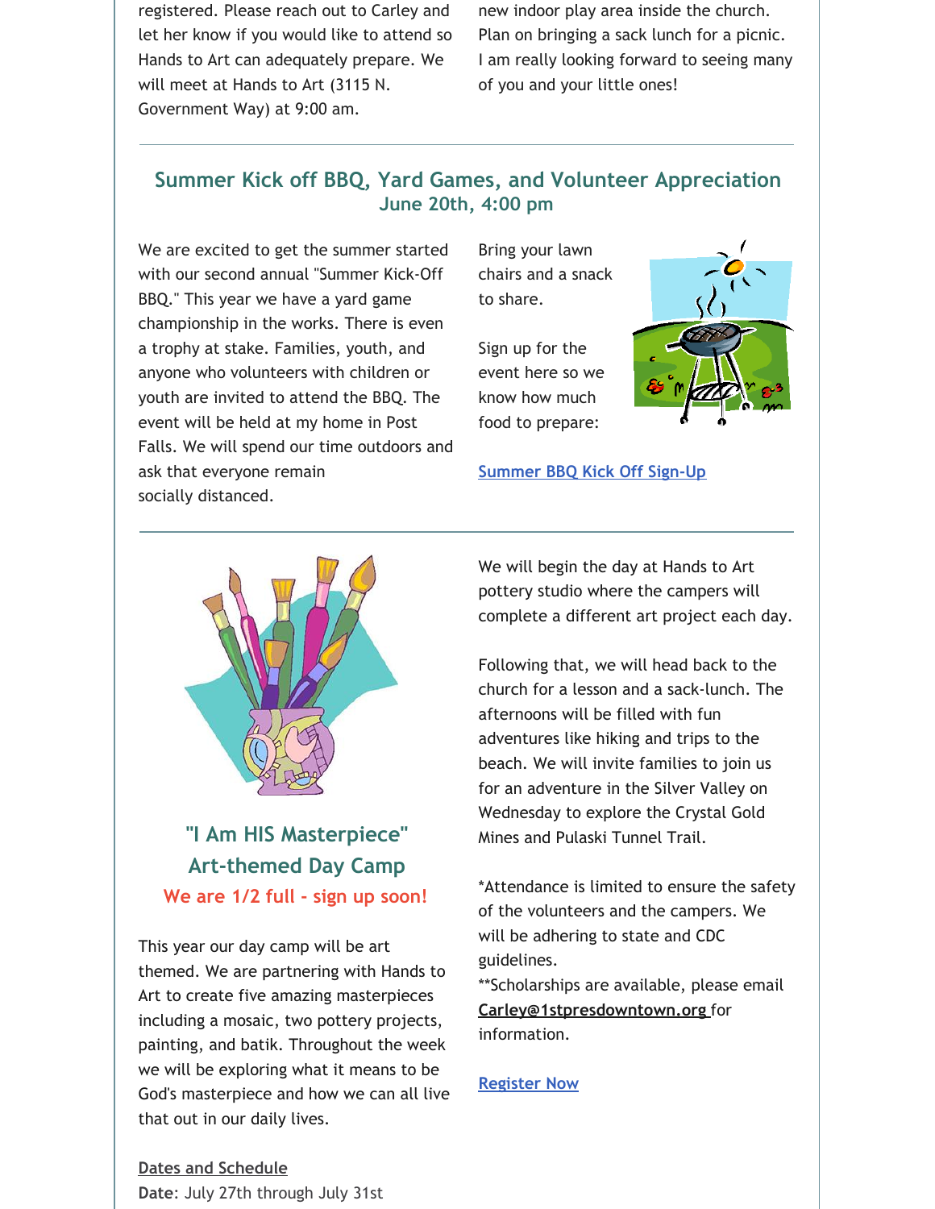registered. Please reach out to Carley and let her know if you would like to attend so Hands to Art can adequately prepare. We will meet at Hands to Art (3115 N. Government Way) at 9:00 am.

new indoor play area inside the church. Plan on bringing a sack lunch for a picnic. I am really looking forward to seeing many of you and your little ones!

---

## Summer Kick off BBQ, Yard Games, and Volunteer Appreciation
### June 20th, 4:00 pm

We are excited to get the summer started with our second annual "Summer Kick-Off BBQ." This year we have a yard game championship in the works. There is even a trophy at stake. Families, youth, and anyone who volunteers with children or youth are invited to attend the BBQ. The event will be held at my home in Post Falls. We will spend our time outdoors and ask that everyone remain socially distanced.

Bring your lawn chairs and a snack to share.

Sign up for the event here so we know how much food to prepare:

[Summer BBQ Kick Off Sign-Up]

---

## "I Am HIS Masterpiece" Art-themed Day Camp

**We are 1/2 full - sign up soon!**

This year our day camp will be art themed. We are partnering with Hands to Art to create five amazing masterpieces including a mosaic, two pottery projects, painting, and batik. Throughout the week we will be exploring what it means to be God's masterpiece and how we can all live that out in our daily lives.

We will begin the day at Hands to Art pottery studio where the campers will complete a different art project each day.

Following that, we will head back to the church for a lesson and a sack-lunch. The afternoons will be filled with fun adventures like hiking and trips to the beach. We will invite families to join us for an adventure in the Silver Valley on Wednesday to explore the Crystal Gold Mines and Pulaski Tunnel Trail.

*Attendance is limited to ensure the safety of the volunteers and the campers. We will be adhering to state and CDC guidelines.
**Scholarships are available, please email **Carley@1stpresdowntown.org** for information.

[Register Now]

**Dates and Schedule**
**Date**: July 27th through July 31st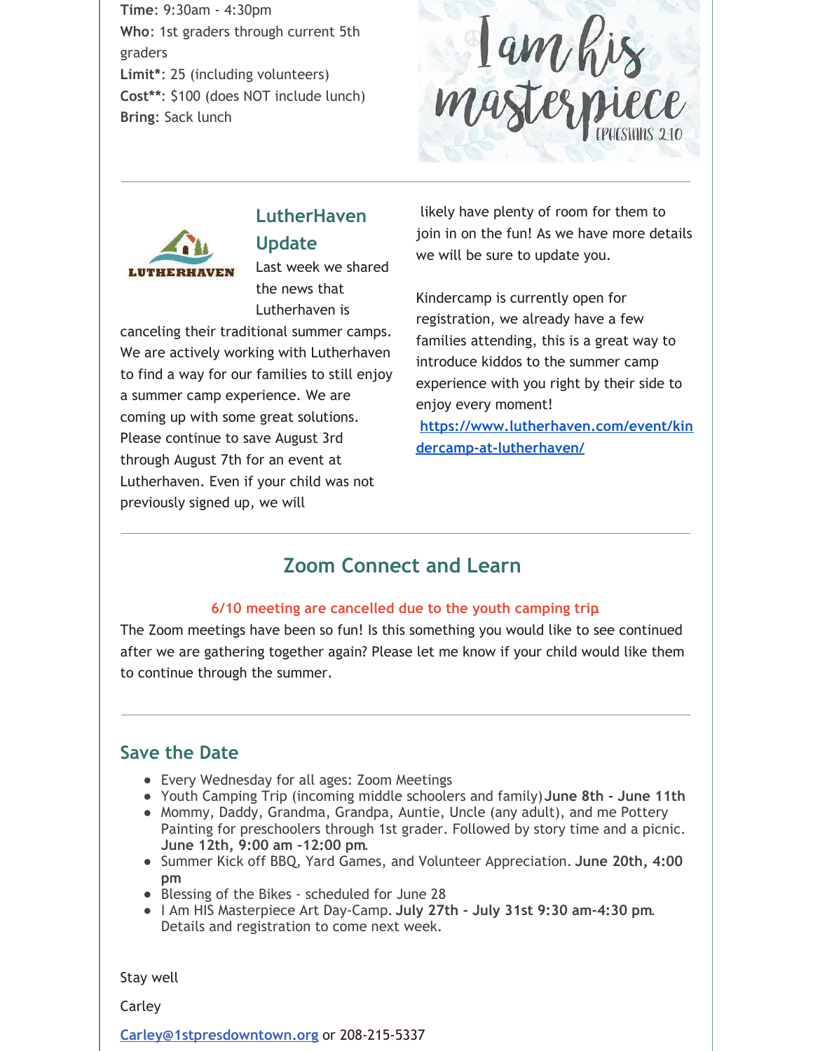**Time**: 9:30am - 4:30pm
**Who**: 1st graders through current 5th graders
**Limit***: 25 (including volunteers)
**Cost****: $100 (does NOT include lunch)
**Bring**: Sack lunch

I am his masterpiece
Ephesians 2:10

---

## LutherHaven Update

Last week we shared the news that Lutherhaven is canceling their traditional summer camps. We are actively working with Lutherhaven to find a way for our families to still enjoy a summer camp experience. We are coming up with some great solutions. Please continue to save August 3rd through August 7th for an event at Lutherhaven. Even if your child was not previously signed up, we will likely have plenty of room for them to join in on the fun! As we have more details we will be sure to update you.

Kindercamp is currently open for registration, we already have a few families attending, this is a great way to introduce kiddos to the summer camp experience with you right by their side to enjoy every moment!
**https://www.lutherhaven.com/event/kindercamp-at-lutherhaven/**

---

## Zoom Connect and Learn

**6/10 meeting are cancelled due to the youth camping trip**

The Zoom meetings have been so fun! Is this something you would like to see continued after we are gathering together again? Please let me know if your child would like them to continue through the summer.

---

## Save the Date

- Every Wednesday for all ages: Zoom Meetings
- Youth Camping Trip (incoming middle schoolers and family) **June 8th - June 11th**
- Mommy, Daddy, Grandma, Grandpa, Auntie, Uncle (any adult), and me Pottery Painting for preschoolers through 1st grader. Followed by story time and a picnic. **June 12th, 9:00 am -12:00 pm**.
- Summer Kick off BBQ, Yard Games, and Volunteer Appreciation. **June 20th, 4:00 pm**
- Blessing of the Bikes - scheduled for June 28
- I Am HIS Masterpiece Art Day-Camp. **July 27th - July 31st 9:30 am-4:30 pm**. Details and registration to come next week.

Stay well

Carley

Carley@1stpresdowntown.org or 208-215-5337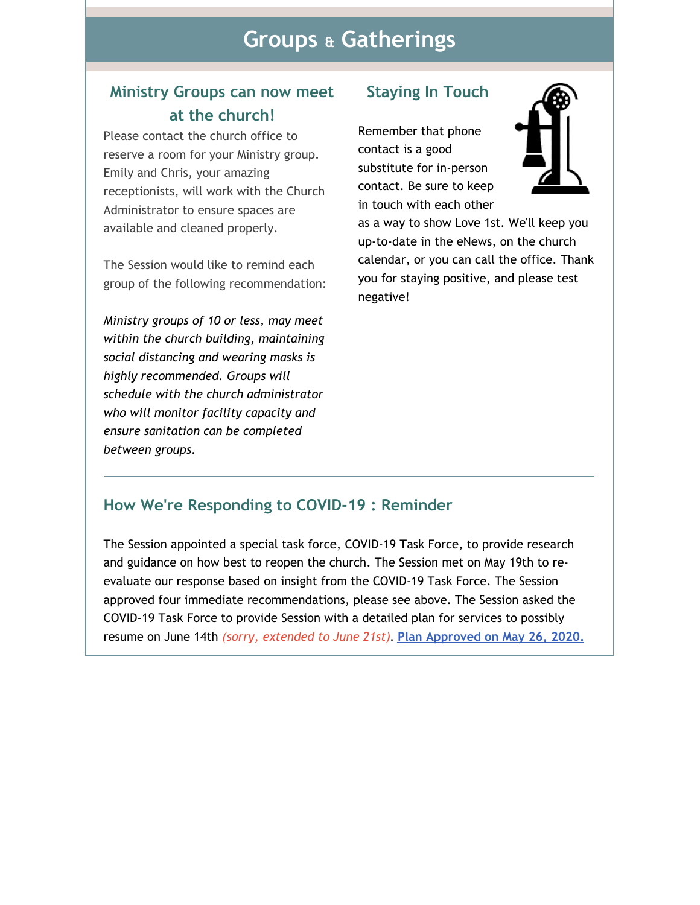# Groups & Gatherings

## Ministry Groups can now meet at the church!

Please contact the church office to reserve a room for your Ministry group. Emily and Chris, your amazing receptionists, will work with the Church Administrator to ensure spaces are available and cleaned properly.

The Session would like to remind each group of the following recommendation:

*Ministry groups of 10 or less, may meet within the church building, maintaining social distancing and wearing masks is highly recommended. Groups will schedule with the church administrator who will monitor facility capacity and ensure sanitation can be completed between groups.*

## Staying In Touch

Remember that phone contact is a good substitute for in-person contact. Be sure to keep in touch with each other as a way to show Love 1st. We'll keep you up-to-date in the eNews, on the church calendar, or you can call the office. Thank you for staying positive, and please test negative!

---

## How We're Responding to COVID-19 : Reminder

The Session appointed a special task force, COVID-19 Task Force, to provide research and guidance on how best to reopen the church. The Session met on May 19th to re-evaluate our response based on insight from the COVID-19 Task Force. The Session approved four immediate recommendations, please see above. The Session asked the COVID-19 Task Force to provide Session with a detailed plan for services to possibly resume on ~~June 14th~~ *(sorry, extended to June 21st)*. **Plan Approved on May 26, 2020.**